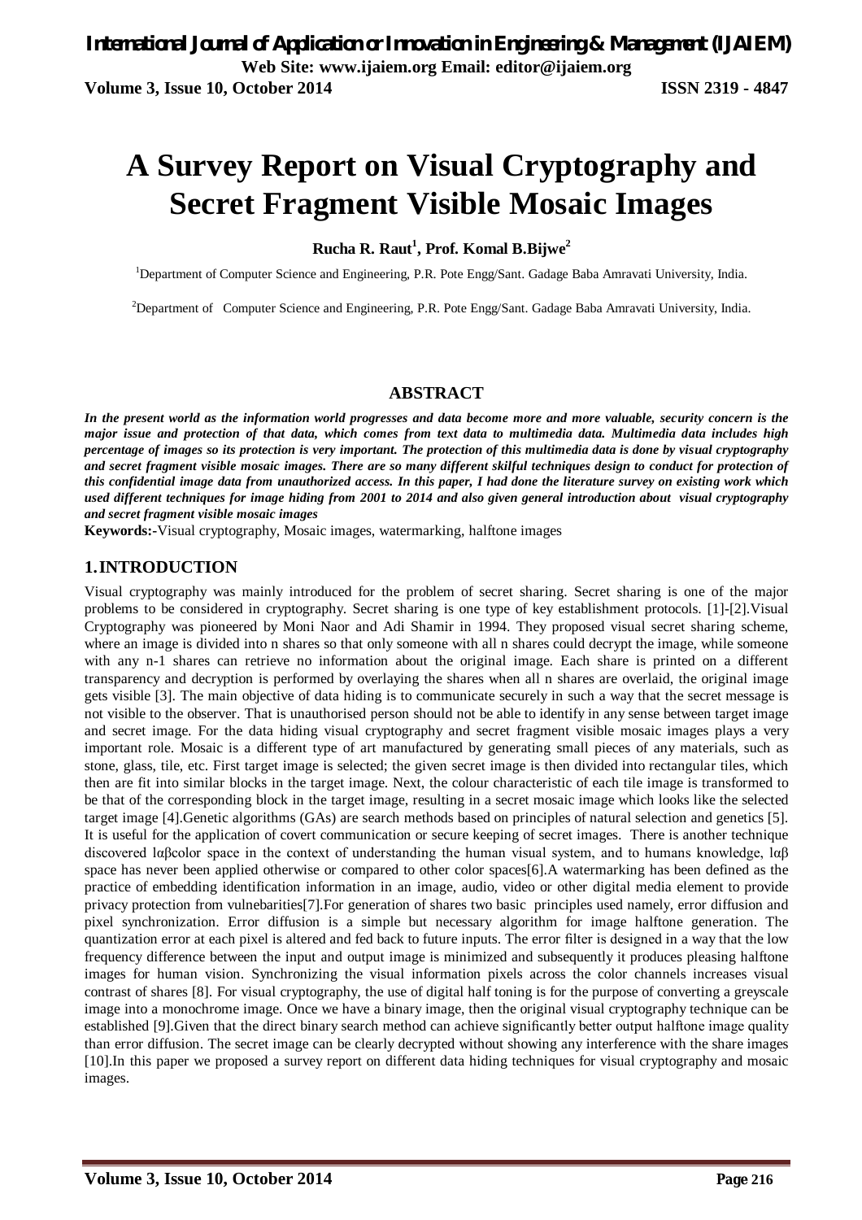# A Survey Report on Visual Cryptography and Secret Fragment Visible Mosaic Images

**Rucha R. Raut[1], Prof. Komal B.Bijwe[2]**

[1]Department of Computer Science and Engineering, P.R. Pote Engg/Sant. Gadage Baba Amravati University, India.

[2]Department of Computer Science and Engineering, P.R. Pote Engg/Sant. Gadage Baba Amravati University, India.

## ABSTRACT

***In the present world as the information world progresses and data become more and more valuable, security concern is the major issue and protection of that data, which comes from text data to multimedia data. Multimedia data includes high percentage of images so its protection is very important. The protection of this multimedia data is done by visual cryptography and secret fragment visible mosaic images. There are so many different skilful techniques design to conduct for protection of this confidential image data from unauthorized access. In this paper, I had done the literature survey on existing work which used different techniques for image hiding from 2001 to 2014 and also given general introduction about visual cryptography and secret fragment visible mosaic images***

**Keywords:-**Visual cryptography, Mosaic images, watermarking, halftone images

## 1. INTRODUCTION

Visual cryptography was mainly introduced for the problem of secret sharing. Secret sharing is one of the major problems to be considered in cryptography. Secret sharing is one type of key establishment protocols. [1]-[2].Visual Cryptography was pioneered by Moni Naor and Adi Shamir in 1994. They proposed visual secret sharing scheme, where an image is divided into n shares so that only someone with all n shares could decrypt the image, while someone with any n-1 shares can retrieve no information about the original image. Each share is printed on a different transparency and decryption is performed by overlaying the shares when all n shares are overlaid, the original image gets visible [3]. The main objective of data hiding is to communicate securely in such a way that the secret message is not visible to the observer. That is unauthorised person should not be able to identify in any sense between target image and secret image. For the data hiding visual cryptography and secret fragment visible mosaic images plays a very important role. Mosaic is a different type of art manufactured by generating small pieces of any materials, such as stone, glass, tile, etc. First target image is selected; the given secret image is then divided into rectangular tiles, which then are fit into similar blocks in the target image. Next, the colour characteristic of each tile image is transformed to be that of the corresponding block in the target image, resulting in a secret mosaic image which looks like the selected target image [4].Genetic algorithms (GAs) are search methods based on principles of natural selection and genetics [5]. It is useful for the application of covert communication or secure keeping of secret images. There is another technique discovered lαβcolor space in the context of understanding the human visual system, and to humans knowledge, lαβ space has never been applied otherwise or compared to other color spaces[6].A watermarking has been defined as the practice of embedding identification information in an image, audio, video or other digital media element to provide privacy protection from vulnebarities[7].For generation of shares two basic principles used namely, error diffusion and pixel synchronization. Error diffusion is a simple but necessary algorithm for image halftone generation. The quantization error at each pixel is altered and fed back to future inputs. The error filter is designed in a way that the low frequency difference between the input and output image is minimized and subsequently it produces pleasing halftone images for human vision. Synchronizing the visual information pixels across the color channels increases visual contrast of shares [8]. For visual cryptography, the use of digital half toning is for the purpose of converting a greyscale image into a monochrome image. Once we have a binary image, then the original visual cryptography technique can be established [9].Given that the direct binary search method can achieve significantly better output halftone image quality than error diffusion. The secret image can be clearly decrypted without showing any interference with the share images [10].In this paper we proposed a survey report on different data hiding techniques for visual cryptography and mosaic images.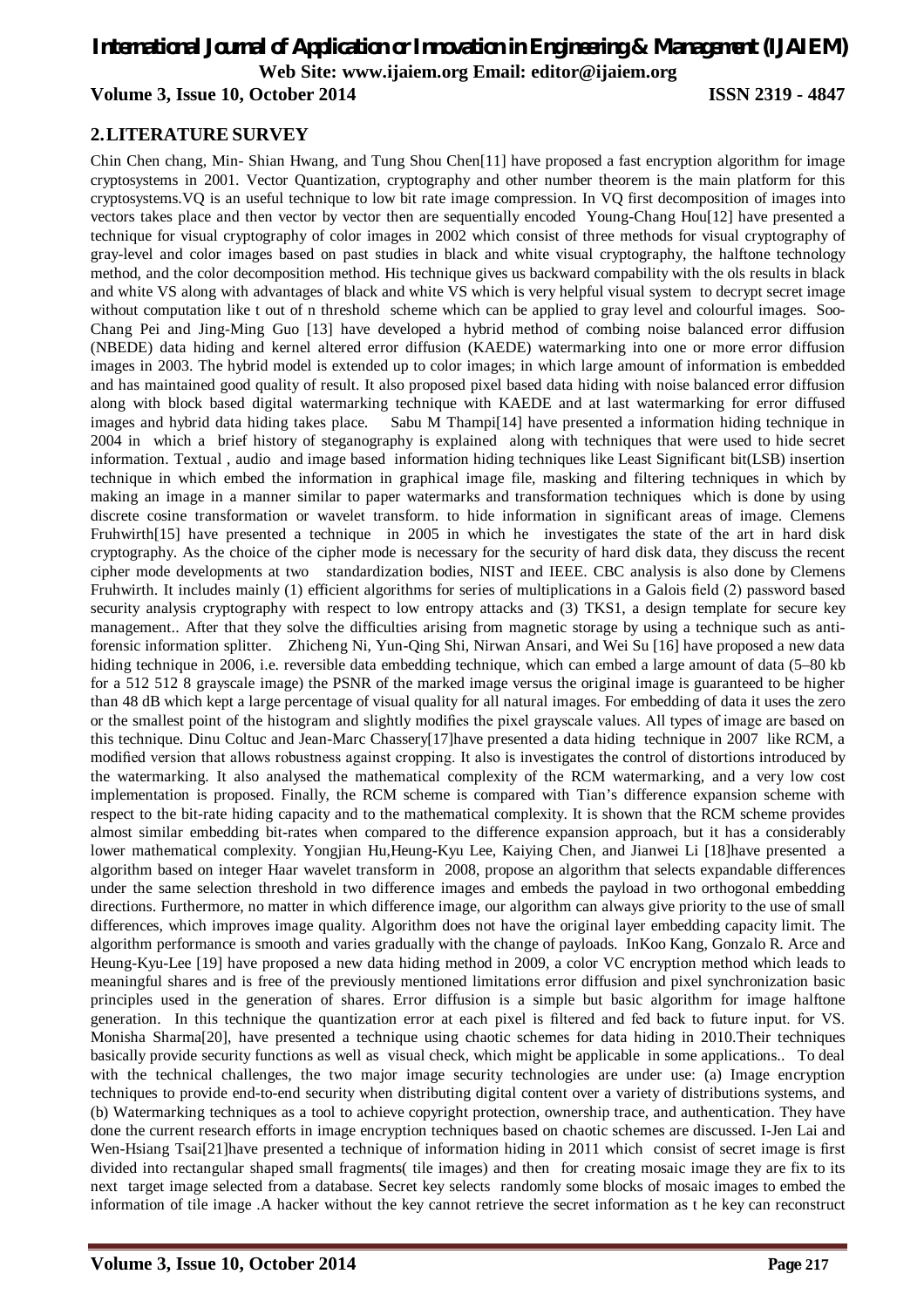## 2. LITERATURE SURVEY

Chin Chen chang, Min- Shian Hwang, and Tung Shou Chen[11] have proposed a fast encryption algorithm for image cryptosystems in 2001. Vector Quantization, cryptography and other number theorem is the main platform for this cryptosystems.VQ is an useful technique to low bit rate image compression. In VQ first decomposition of images into vectors takes place and then vector by vector then are sequentially encoded Young-Chang Hou[12] have presented a technique for visual cryptography of color images in 2002 which consist of three methods for visual cryptography of gray-level and color images based on past studies in black and white visual cryptography, the halftone technology method, and the color decomposition method. His technique gives us backward compability with the ols results in black and white VS along with advantages of black and white VS which is very helpful visual system to decrypt secret image without computation like t out of n threshold scheme which can be applied to gray level and colourful images. Soo-Chang Pei and Jing-Ming Guo [13] have developed a hybrid method of combing noise balanced error diffusion (NBEDE) data hiding and kernel altered error diffusion (KAEDE) watermarking into one or more error diffusion images in 2003. The hybrid model is extended up to color images; in which large amount of information is embedded and has maintained good quality of result. It also proposed pixel based data hiding with noise balanced error diffusion along with block based digital watermarking technique with KAEDE and at last watermarking for error diffused images and hybrid data hiding takes place. Sabu M Thampi[14] have presented a information hiding technique in 2004 in which a brief history of steganography is explained along with techniques that were used to hide secret information. Textual , audio and image based information hiding techniques like Least Significant bit(LSB) insertion technique in which embed the information in graphical image file, masking and filtering techniques in which by making an image in a manner similar to paper watermarks and transformation techniques which is done by using discrete cosine transformation or wavelet transform. to hide information in significant areas of image. Clemens Fruhwirth[15] have presented a technique in 2005 in which he investigates the state of the art in hard disk cryptography. As the choice of the cipher mode is necessary for the security of hard disk data, they discuss the recent cipher mode developments at two standardization bodies, NIST and IEEE. CBC analysis is also done by Clemens Fruhwirth. It includes mainly (1) efficient algorithms for series of multiplications in a Galois field (2) password based security analysis cryptography with respect to low entropy attacks and (3) TKS1, a design template for secure key management.. After that they solve the difficulties arising from magnetic storage by using a technique such as anti-forensic information splitter. Zhicheng Ni, Yun-Qing Shi, Nirwan Ansari, and Wei Su [16] have proposed a new data hiding technique in 2006, i.e. reversible data embedding technique, which can embed a large amount of data (5–80 kb for a 512 512 8 grayscale image) the PSNR of the marked image versus the original image is guaranteed to be higher than 48 dB which kept a large percentage of visual quality for all natural images. For embedding of data it uses the zero or the smallest point of the histogram and slightly modifies the pixel grayscale values. All types of image are based on this technique. Dinu Coltuc and Jean-Marc Chassery[17]have presented a data hiding technique in 2007 like RCM, a modified version that allows robustness against cropping. It also is investigates the control of distortions introduced by the watermarking. It also analysed the mathematical complexity of the RCM watermarking, and a very low cost implementation is proposed. Finally, the RCM scheme is compared with Tian's difference expansion scheme with respect to the bit-rate hiding capacity and to the mathematical complexity. It is shown that the RCM scheme provides almost similar embedding bit-rates when compared to the difference expansion approach, but it has a considerably lower mathematical complexity. Yongjian Hu,Heung-Kyu Lee, Kaiying Chen, and Jianwei Li [18]have presented a algorithm based on integer Haar wavelet transform in 2008, propose an algorithm that selects expandable differences under the same selection threshold in two difference images and embeds the payload in two orthogonal embedding directions. Furthermore, no matter in which difference image, our algorithm can always give priority to the use of small differences, which improves image quality. Algorithm does not have the original layer embedding capacity limit. The algorithm performance is smooth and varies gradually with the change of payloads. InKoo Kang, Gonzalo R. Arce and Heung-Kyu-Lee [19] have proposed a new data hiding method in 2009, a color VC encryption method which leads to meaningful shares and is free of the previously mentioned limitations error diffusion and pixel synchronization basic principles used in the generation of shares. Error diffusion is a simple but basic algorithm for image halftone generation. In this technique the quantization error at each pixel is filtered and fed back to future input. for VS. Monisha Sharma[20], have presented a technique using chaotic schemes for data hiding in 2010.Their techniques basically provide security functions as well as visual check, which might be applicable in some applications.. To deal with the technical challenges, the two major image security technologies are under use: (a) Image encryption techniques to provide end-to-end security when distributing digital content over a variety of distributions systems, and (b) Watermarking techniques as a tool to achieve copyright protection, ownership trace, and authentication. They have done the current research efforts in image encryption techniques based on chaotic schemes are discussed. I-Jen Lai and Wen-Hsiang Tsai[21]have presented a technique of information hiding in 2011 which consist of secret image is first divided into rectangular shaped small fragments( tile images) and then for creating mosaic image they are fix to its next target image selected from a database. Secret key selects randomly some blocks of mosaic images to embed the information of tile image .A hacker without the key cannot retrieve the secret information as t he key can reconstruct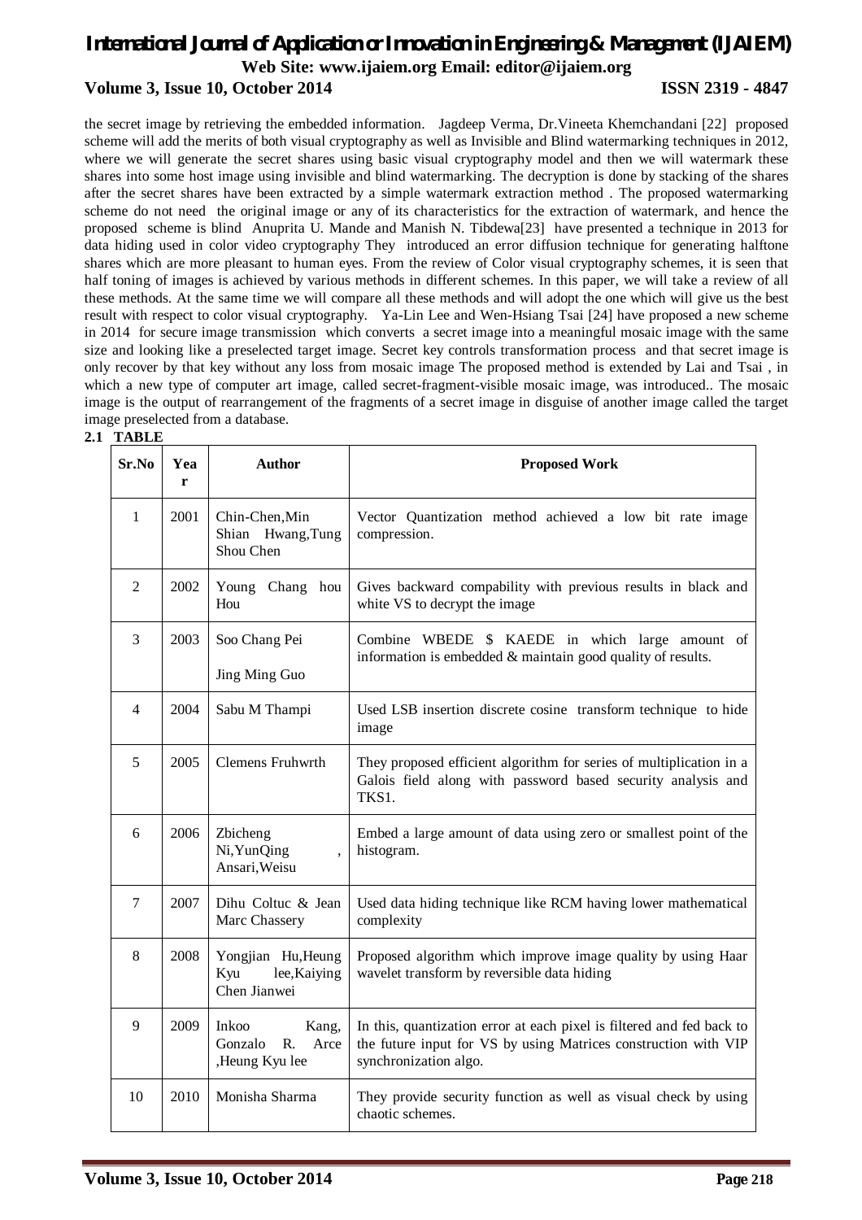the secret image by retrieving the embedded information. Jagdeep Verma, Dr.Vineeta Khemchandani [22] proposed scheme will add the merits of both visual cryptography as well as Invisible and Blind watermarking techniques in 2012, where we will generate the secret shares using basic visual cryptography model and then we will watermark these shares into some host image using invisible and blind watermarking. The decryption is done by stacking of the shares after the secret shares have been extracted by a simple watermark extraction method . The proposed watermarking scheme do not need the original image or any of its characteristics for the extraction of watermark, and hence the proposed scheme is blind Anuprita U. Mande and Manish N. Tibdewa[23] have presented a technique in 2013 for data hiding used in color video cryptography They introduced an error diffusion technique for generating halftone shares which are more pleasant to human eyes. From the review of Color visual cryptography schemes, it is seen that half toning of images is achieved by various methods in different schemes. In this paper, we will take a review of all these methods. At the same time we will compare all these methods and will adopt the one which will give us the best result with respect to color visual cryptography. Ya-Lin Lee and Wen-Hsiang Tsai [24] have proposed a new scheme in 2014 for secure image transmission which converts a secret image into a meaningful mosaic image with the same size and looking like a preselected target image. Secret key controls transformation process and that secret image is only recover by that key without any loss from mosaic image The proposed method is extended by Lai and Tsai , in which a new type of computer art image, called secret-fragment-visible mosaic image, was introduced.. The mosaic image is the output of rearrangement of the fragments of a secret image in disguise of another image called the target image preselected from a database.

**2.1 TABLE**

| Sr.No | Year | Author | Proposed Work |
|---|---|---|---|
| 1 | 2001 | Chin-Chen,Min Shian Hwang,Tung Shou Chen | Vector Quantization method achieved a low bit rate image compression. |
| 2 | 2002 | Young Chang hou Hou | Gives backward compability with previous results in black and white VS to decrypt the image |
| 3 | 2003 | Soo Chang Pei<br>Jing Ming Guo | Combine WBEDE $ KAEDE in which large amount of information is embedded & maintain good quality of results. |
| 4 | 2004 | Sabu M Thampi | Used LSB insertion discrete cosine transform technique to hide image |
| 5 | 2005 | Clemens Fruhwrth | They proposed efficient algorithm for series of multiplication in a Galois field along with password based security analysis and TKS1. |
| 6 | 2006 | Zbicheng Ni,YunQing , Ansari,Weisu | Embed a large amount of data using zero or smallest point of the histogram. |
| 7 | 2007 | Dihu Coltuc & Jean Marc Chassery | Used data hiding technique like RCM having lower mathematical complexity |
| 8 | 2008 | Yongjian Hu,Heung Kyu lee,Kaiying Chen Jianwei | Proposed algorithm which improve image quality by using Haar wavelet transform by reversible data hiding |
| 9 | 2009 | Inkoo Kang, Gonzalo R. Arce ,Heung Kyu lee | In this, quantization error at each pixel is filtered and fed back to the future input for VS by using Matrices construction with VIP synchronization algo. |
| 10 | 2010 | Monisha Sharma | They provide security function as well as visual check by using chaotic schemes. |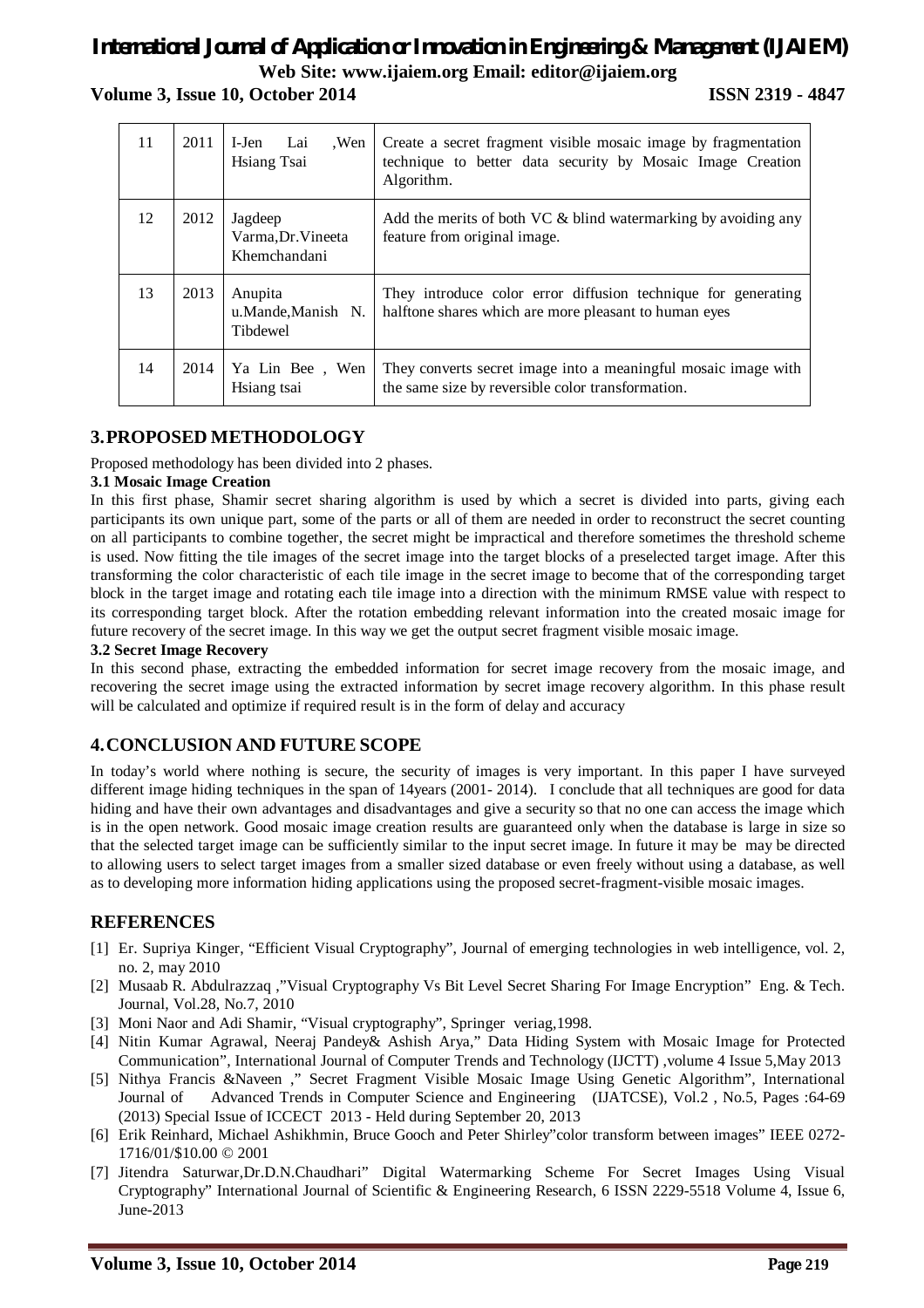| 11 | 2011 | I-Jen Lai ,Wen Hsiang Tsai | Create a secret fragment visible mosaic image by fragmentation technique to better data security by Mosaic Image Creation Algorithm. |
|---|---|---|---|
| 12 | 2012 | Jagdeep Varma,Dr.Vineeta Khemchandani | Add the merits of both VC & blind watermarking by avoiding any feature from original image. |
| 13 | 2013 | Anupita u.Mande,Manish N. Tibdewel | They introduce color error diffusion technique for generating halftone shares which are more pleasant to human eyes |
| 14 | 2014 | Ya Lin Bee , Wen Hsiang tsai | They converts secret image into a meaningful mosaic image with the same size by reversible color transformation. |

## 3. PROPOSED METHODOLOGY

Proposed methodology has been divided into 2 phases.

### 3.1 Mosaic Image Creation

In this first phase, Shamir secret sharing algorithm is used by which a secret is divided into parts, giving each participants its own unique part, some of the parts or all of them are needed in order to reconstruct the secret counting on all participants to combine together, the secret might be impractical and therefore sometimes the threshold scheme is used. Now fitting the tile images of the secret image into the target blocks of a preselected target image. After this transforming the color characteristic of each tile image in the secret image to become that of the corresponding target block in the target image and rotating each tile image into a direction with the minimum RMSE value with respect to its corresponding target block. After the rotation embedding relevant information into the created mosaic image for future recovery of the secret image. In this way we get the output secret fragment visible mosaic image.

### 3.2 Secret Image Recovery

In this second phase, extracting the embedded information for secret image recovery from the mosaic image, and recovering the secret image using the extracted information by secret image recovery algorithm. In this phase result will be calculated and optimize if required result is in the form of delay and accuracy

## 4. CONCLUSION AND FUTURE SCOPE

In today's world where nothing is secure, the security of images is very important. In this paper I have surveyed different image hiding techniques in the span of 14years (2001- 2014). I conclude that all techniques are good for data hiding and have their own advantages and disadvantages and give a security so that no one can access the image which is in the open network. Good mosaic image creation results are guaranteed only when the database is large in size so that the selected target image can be sufficiently similar to the input secret image. In future it may be may be directed to allowing users to select target images from a smaller sized database or even freely without using a database, as well as to developing more information hiding applications using the proposed secret-fragment-visible mosaic images.

## REFERENCES

[1] Er. Supriya Kinger, "Efficient Visual Cryptography", Journal of emerging technologies in web intelligence, vol. 2, no. 2, may 2010

[2] Musaab R. Abdulrazzaq ,"Visual Cryptography Vs Bit Level Secret Sharing For Image Encryption" Eng. & Tech. Journal, Vol.28, No.7, 2010

[3] Moni Naor and Adi Shamir, "Visual cryptography", Springer veriag,1998.

[4] Nitin Kumar Agrawal, Neeraj Pandey& Ashish Arya," Data Hiding System with Mosaic Image for Protected Communication", International Journal of Computer Trends and Technology (IJCTT) ,volume 4 Issue 5,May 2013

[5] Nithya Francis &Naveen ," Secret Fragment Visible Mosaic Image Using Genetic Algorithm", International Journal of Advanced Trends in Computer Science and Engineering (IJATCSE), Vol.2 , No.5, Pages :64-69 (2013) Special Issue of ICCECT 2013 - Held during September 20, 2013

[6] Erik Reinhard, Michael Ashikhmin, Bruce Gooch and Peter Shirley"color transform between images" IEEE 0272-1716/01/$10.00 © 2001

[7] Jitendra Saturwar,Dr.D.N.Chaudhari" Digital Watermarking Scheme For Secret Images Using Visual Cryptography" International Journal of Scientific & Engineering Research, 6 ISSN 2229-5518 Volume 4, Issue 6, June-2013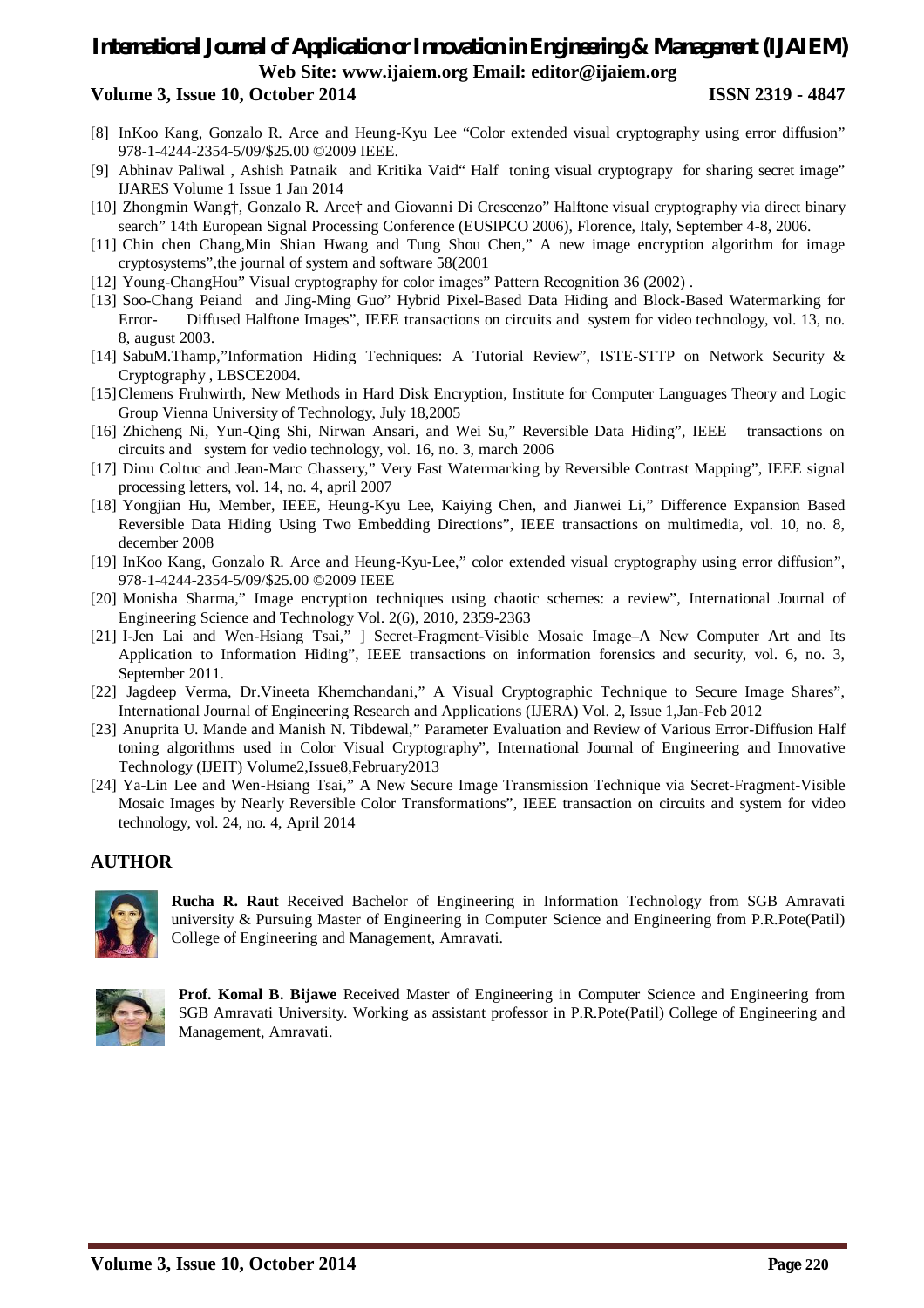[8] InKoo Kang, Gonzalo R. Arce and Heung-Kyu Lee "Color extended visual cryptography using error diffusion" 978-1-4244-2354-5/09/$25.00 ©2009 IEEE.

[9] Abhinav Paliwal , Ashish Patnaik and Kritika Vaid" Half toning visual cryptograpy for sharing secret image" IJARES Volume 1 Issue 1 Jan 2014

[10] Zhongmin Wang†, Gonzalo R. Arce† and Giovanni Di Crescenzo" Halftone visual cryptography via direct binary search" 14th European Signal Processing Conference (EUSIPCO 2006), Florence, Italy, September 4-8, 2006.

[11] Chin chen Chang,Min Shian Hwang and Tung Shou Chen," A new image encryption algorithm for image cryptosystems",the journal of system and software 58(2001

[12] Young-ChangHou" Visual cryptography for color images" Pattern Recognition 36 (2002) .

[13] Soo-Chang Peiand and Jing-Ming Guo" Hybrid Pixel-Based Data Hiding and Block-Based Watermarking for Error- Diffused Halftone Images", IEEE transactions on circuits and system for video technology, vol. 13, no. 8, august 2003.

[14] SabuM.Thamp,"Information Hiding Techniques: A Tutorial Review", ISTE-STTP on Network Security & Cryptography , LBSCE2004.

[15] Clemens Fruhwirth, New Methods in Hard Disk Encryption, Institute for Computer Languages Theory and Logic Group Vienna University of Technology, July 18,2005

[16] Zhicheng Ni, Yun-Qing Shi, Nirwan Ansari, and Wei Su," Reversible Data Hiding", IEEE transactions on circuits and system for vedio technology, vol. 16, no. 3, march 2006

[17] Dinu Coltuc and Jean-Marc Chassery," Very Fast Watermarking by Reversible Contrast Mapping", IEEE signal processing letters, vol. 14, no. 4, april 2007

[18] Yongjian Hu, Member, IEEE, Heung-Kyu Lee, Kaiying Chen, and Jianwei Li," Difference Expansion Based Reversible Data Hiding Using Two Embedding Directions", IEEE transactions on multimedia, vol. 10, no. 8, december 2008

[19] InKoo Kang, Gonzalo R. Arce and Heung-Kyu-Lee," color extended visual cryptography using error diffusion", 978-1-4244-2354-5/09/$25.00 ©2009 IEEE

[20] Monisha Sharma," Image encryption techniques using chaotic schemes: a review", International Journal of Engineering Science and Technology Vol. 2(6), 2010, 2359-2363

[21] I-Jen Lai and Wen-Hsiang Tsai," ] Secret-Fragment-Visible Mosaic Image–A New Computer Art and Its Application to Information Hiding", IEEE transactions on information forensics and security, vol. 6, no. 3, September 2011.

[22] Jagdeep Verma, Dr.Vineeta Khemchandani," A Visual Cryptographic Technique to Secure Image Shares", International Journal of Engineering Research and Applications (IJERA) Vol. 2, Issue 1,Jan-Feb 2012

[23] Anuprita U. Mande and Manish N. Tibdewal," Parameter Evaluation and Review of Various Error-Diffusion Half toning algorithms used in Color Visual Cryptography", International Journal of Engineering and Innovative Technology (IJEIT) Volume2,Issue8,February2013

[24] Ya-Lin Lee and Wen-Hsiang Tsai," A New Secure Image Transmission Technique via Secret-Fragment-Visible Mosaic Images by Nearly Reversible Color Transformations", IEEE transaction on circuits and system for video technology, vol. 24, no. 4, April 2014

## AUTHOR

**Rucha R. Raut** Received Bachelor of Engineering in Information Technology from SGB Amravati university & Pursuing Master of Engineering in Computer Science and Engineering from P.R.Pote(Patil) College of Engineering and Management, Amravati.

**Prof. Komal B. Bijawe** Received Master of Engineering in Computer Science and Engineering from SGB Amravati University. Working as assistant professor in P.R.Pote(Patil) College of Engineering and Management, Amravati.